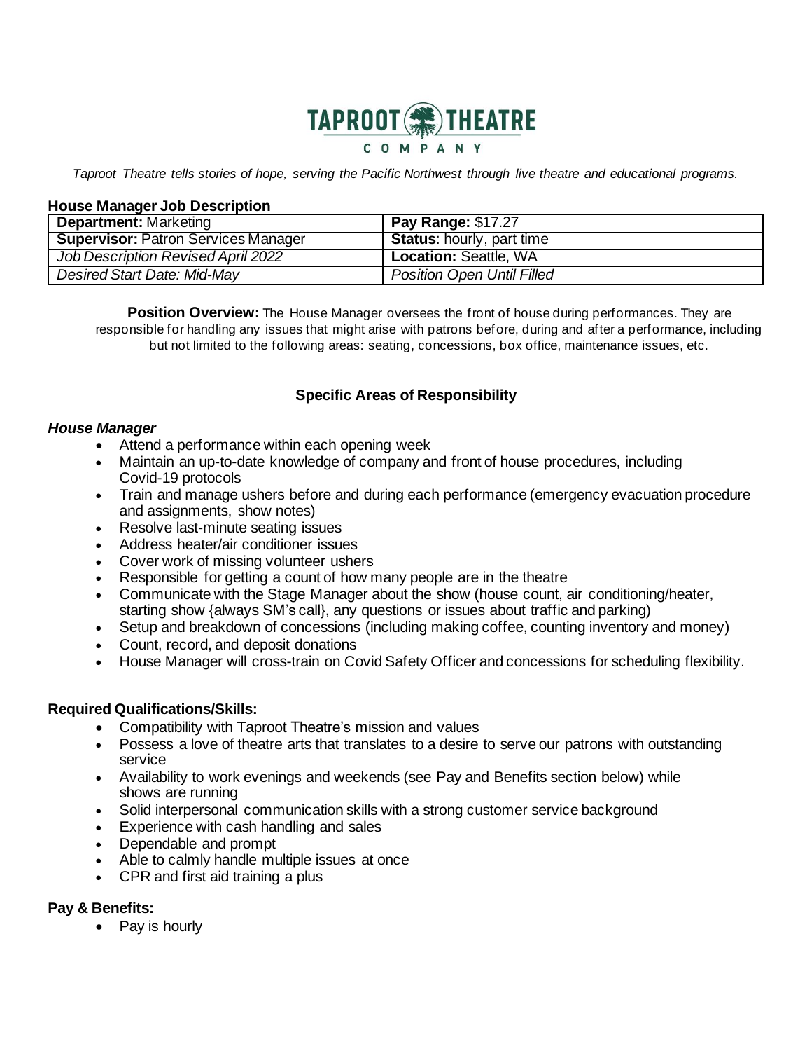# TAPROOT THEATRE COMPANY

*Taproot Theatre tells stories of hope, serving the Pacific Northwest through live theatre and educational programs.*

## House Manager Job Description

| **Department:** Marketing | **Pay Range:** $17.27 |
| --- | --- |
| **Supervisor:** Patron Services Manager | **Status**: hourly, part time |
| *Job Description Revised April 2022* | **Location:** Seattle, WA |
| *Desired Start Date: Mid-May* | *Position Open Until Filled* |

**Position Overview:** The House Manager oversees the front of house during performances. They are responsible for handling any issues that might arise with patrons before, during and after a performance, including but not limited to the following areas: seating, concessions, box office, maintenance issues, etc.

### Specific Areas of Responsibility

#### *House Manager*

- Attend a performance within each opening week
- Maintain an up-to-date knowledge of company and front of house procedures, including Covid-19 protocols
- Train and manage ushers before and during each performance (emergency evacuation procedure and assignments, show notes)
- Resolve last-minute seating issues
- Address heater/air conditioner issues
- Cover work of missing volunteer ushers
- Responsible for getting a count of how many people are in the theatre
- Communicate with the Stage Manager about the show (house count, air conditioning/heater, starting show {always SM's call}, any questions or issues about traffic and parking)
- Setup and breakdown of concessions (including making coffee, counting inventory and money)
- Count, record, and deposit donations
- House Manager will cross-train on Covid Safety Officer and concessions for scheduling flexibility.

### Required Qualifications/Skills:

- Compatibility with Taproot Theatre's mission and values
- Possess a love of theatre arts that translates to a desire to serve our patrons with outstanding service
- Availability to work evenings and weekends (see Pay and Benefits section below) while shows are running
- Solid interpersonal communication skills with a strong customer service background
- Experience with cash handling and sales
- Dependable and prompt
- Able to calmly handle multiple issues at once
- CPR and first aid training a plus

### Pay & Benefits:

- Pay is hourly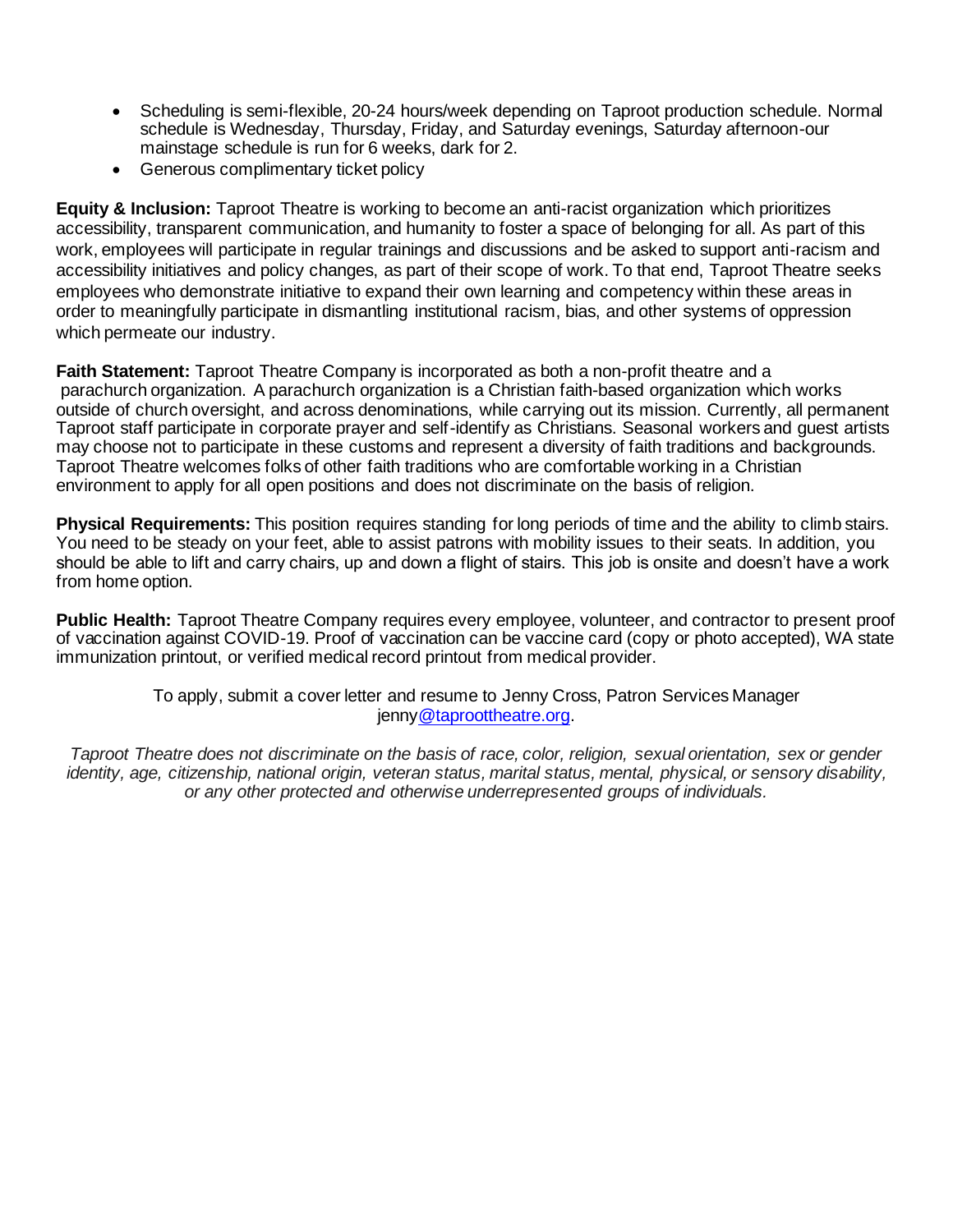- Scheduling is semi-flexible, 20-24 hours/week depending on Taproot production schedule. Normal schedule is Wednesday, Thursday, Friday, and Saturday evenings, Saturday afternoon-our mainstage schedule is run for 6 weeks, dark for 2.
- Generous complimentary ticket policy

**Equity & Inclusion:** Taproot Theatre is working to become an anti-racist organization which prioritizes accessibility, transparent communication, and humanity to foster a space of belonging for all. As part of this work, employees will participate in regular trainings and discussions and be asked to support anti-racism and accessibility initiatives and policy changes, as part of their scope of work. To that end, Taproot Theatre seeks employees who demonstrate initiative to expand their own learning and competency within these areas in order to meaningfully participate in dismantling institutional racism, bias, and other systems of oppression which permeate our industry.

**Faith Statement:** Taproot Theatre Company is incorporated as both a non-profit theatre and a parachurch organization. A parachurch organization is a Christian faith-based organization which works outside of church oversight, and across denominations, while carrying out its mission. Currently, all permanent Taproot staff participate in corporate prayer and self-identify as Christians. Seasonal workers and guest artists may choose not to participate in these customs and represent a diversity of faith traditions and backgrounds. Taproot Theatre welcomes folks of other faith traditions who are comfortable working in a Christian environment to apply for all open positions and does not discriminate on the basis of religion.

**Physical Requirements:** This position requires standing for long periods of time and the ability to climb stairs. You need to be steady on your feet, able to assist patrons with mobility issues to their seats. In addition, you should be able to lift and carry chairs, up and down a flight of stairs. This job is onsite and doesn't have a work from home option.

**Public Health:** Taproot Theatre Company requires every employee, volunteer, and contractor to present proof of vaccination against COVID-19. Proof of vaccination can be vaccine card (copy or photo accepted), WA state immunization printout, or verified medical record printout from medical provider.

To apply, submit a cover letter and resume to Jenny Cross, Patron Services Manager jenny@taproottheatre.org.

*Taproot Theatre does not discriminate on the basis of race, color, religion, sexual orientation, sex or gender identity, age, citizenship, national origin, veteran status, marital status, mental, physical, or sensory disability, or any other protected and otherwise underrepresented groups of individuals.*